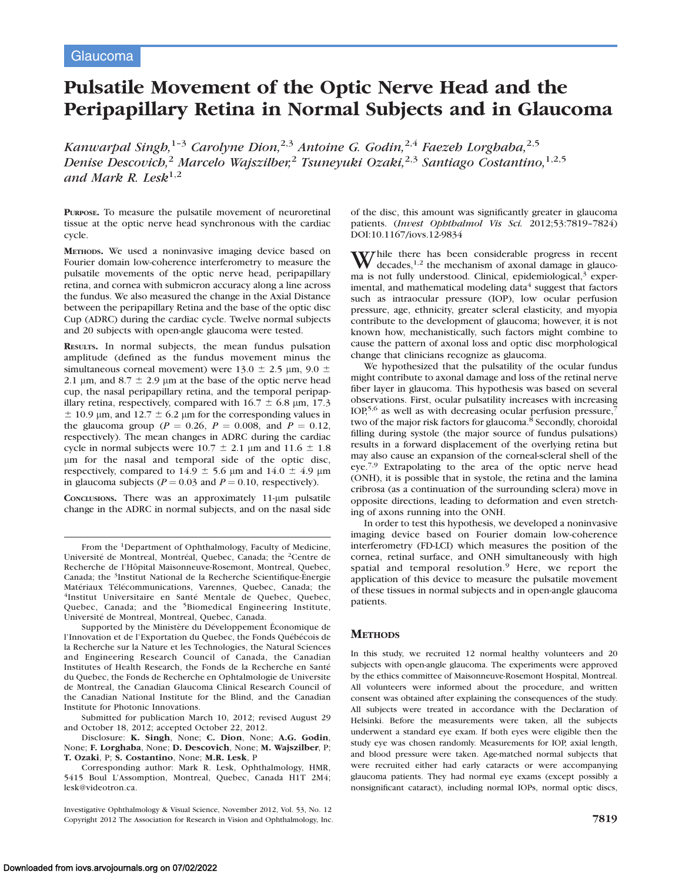Glaucoma

# Pulsatile Movement of the Optic Nerve Head and the Peripapillary Retina in Normal Subjects and in Glaucoma

*Kanwarpal Singh,[1–3] Carolyne Dion,[2,3] Antoine G. Godin,[2,4] Faezeh Lorghaba,[2,5] Denise Descovich,[2] Marcelo Wajszilber,[2] Tsuneyuki Ozaki,[2,3] Santiago Costantino,[1,2,5] and Mark R. Lesk[1,2]*

**Purpose.** To measure the pulsatile movement of neuroretinal tissue at the optic nerve head synchronous with the cardiac cycle.

**Methods.** We used a noninvasive imaging device based on Fourier domain low-coherence interferometry to measure the pulsatile movements of the optic nerve head, peripapillary retina, and cornea with submicron accuracy along a line across the fundus. We also measured the change in the Axial Distance between the peripapillary Retina and the base of the optic disc Cup (ADRC) during the cardiac cycle. Twelve normal subjects and 20 subjects with open-angle glaucoma were tested.

**Results.** In normal subjects, the mean fundus pulsation amplitude (defined as the fundus movement minus the simultaneous corneal movement) were 13.0 ± 2.5 μm, 9.0 ± 2.1 μm, and 8.7 ± 2.9 μm at the base of the optic nerve head cup, the nasal peripapillary retina, and the temporal peripapillary retina, respectively, compared with 16.7 ± 6.8 μm, 17.3 ± 10.9 μm, and 12.7 ± 6.2 μm for the corresponding values in the glaucoma group ($P = 0.26$, $P = 0.008$, and $P = 0.12$, respectively). The mean changes in ADRC during the cardiac cycle in normal subjects were 10.7 ± 2.1 μm and 11.6 ± 1.8 μm for the nasal and temporal side of the optic disc, respectively, compared to 14.9 ± 5.6 μm and 14.0 ± 4.9 μm in glaucoma subjects ($P = 0.03$ and $P = 0.10$, respectively).

**Conclusions.** There was an approximately 11-μm pulsatile change in the ADRC in normal subjects, and on the nasal side of the disc, this amount was significantly greater in glaucoma patients. (*Invest Ophthalmol Vis Sci.* 2012;53:7819–7824) DOI:10.1167/iovs.12-9834

From the [1]Department of Ophthalmology, Faculty of Medicine, Université de Montreal, Montréal, Quebec, Canada; the [2]Centre de Recherche de l'Hôpital Maisonneuve-Rosemont, Montreal, Quebec, Canada; the [3]Institut National de la Recherche Scientifique-Énergie Matériaux Télécommunications, Varennes, Quebec, Canada; the [4]Institut Universitaire en Santé Mentale de Quebec, Quebec, Quebec, Canada; and the [5]Biomedical Engineering Institute, Université de Montreal, Montreal, Quebec, Canada.

Supported by the Ministère du Développement Économique de l'Innovation et de l'Exportation du Quebec, the Fonds Québécois de la Recherche sur la Nature et les Technologies, the Natural Sciences and Engineering Research Council of Canada, the Canadian Institutes of Health Research, the Fonds de la Recherche en Santé du Quebec, the Fonds de Recherche en Ophtalmologie de Universite de Montreal, the Canadian Glaucoma Clinical Research Council of the Canadian National Institute for the Blind, and the Canadian Institute for Photonic Innovations.

Submitted for publication March 10, 2012; revised August 29 and October 18, 2012; accepted October 22, 2012.

Disclosure: **K. Singh**, None; **C. Dion**, None; **A.G. Godin**, None; **F. Lorghaba**, None; **D. Descovich**, None; **M. Wajszilber**, P; **T. Ozaki**, P; **S. Costantino**, None; **M.R. Lesk**, P

Corresponding author: Mark R. Lesk, Ophthalmology, HMR, 5415 Boul L'Assomption, Montreal, Quebec, Canada H1T 2M4; lesk@videotron.ca.

While there has been considerable progress in recent decades,[1,2] the mechanism of axonal damage in glaucoma is not fully understood. Clinical, epidemiological,[3] experimental, and mathematical modeling data[4] suggest that factors such as intraocular pressure (IOP), low ocular perfusion pressure, age, ethnicity, greater scleral elasticity, and myopia contribute to the development of glaucoma; however, it is not known how, mechanistically, such factors might combine to cause the pattern of axonal loss and optic disc morphological change that clinicians recognize as glaucoma.

We hypothesized that the pulsatility of the ocular fundus might contribute to axonal damage and loss of the retinal nerve fiber layer in glaucoma. This hypothesis was based on several observations. First, ocular pulsatility increases with increasing IOP,[5,6] as well as with decreasing ocular perfusion pressure,[7] two of the major risk factors for glaucoma.[8] Secondly, choroidal filling during systole (the major source of fundus pulsations) results in a forward displacement of the overlying retina but may also cause an expansion of the corneal-scleral shell of the eye.[7,9] Extrapolating to the area of the optic nerve head (ONH), it is possible that in systole, the retina and the lamina cribrosa (as a continuation of the sclera) move in opposite directions, leading to deformation and even stretching of axons running into the ONH.

In order to test this hypothesis, we developed a noninvasive imaging device based on Fourier domain low-coherence interferometry (FD-LCI) which measures the position of the cornea, retinal surface, and ONH simultaneously with high spatial and temporal resolution.[9] Here, we report the application of this device to measure the pulsatile movement of these tissues in normal subjects and in open-angle glaucoma patients.

## Methods

In this study, we recruited 12 normal healthy volunteers and 20 subjects with open-angle glaucoma. The experiments were approved by the ethics committee of Maisonneuve-Rosemont Hospital, Montreal. All volunteers were informed about the procedure, and written consent was obtained after explaining the consequences of the study. All subjects were treated in accordance with the Declaration of Helsinki. Before the measurements were taken, all the subjects underwent a standard eye exam. If both eyes were eligible then the study eye was chosen randomly. Measurements for IOP, axial length, and blood pressure were taken. Age-matched normal subjects that were recruited either had early cataracts or were accompanying glaucoma patients. They had normal eye exams (except possibly a nonsignificant cataract), including normal IOPs, normal optic discs,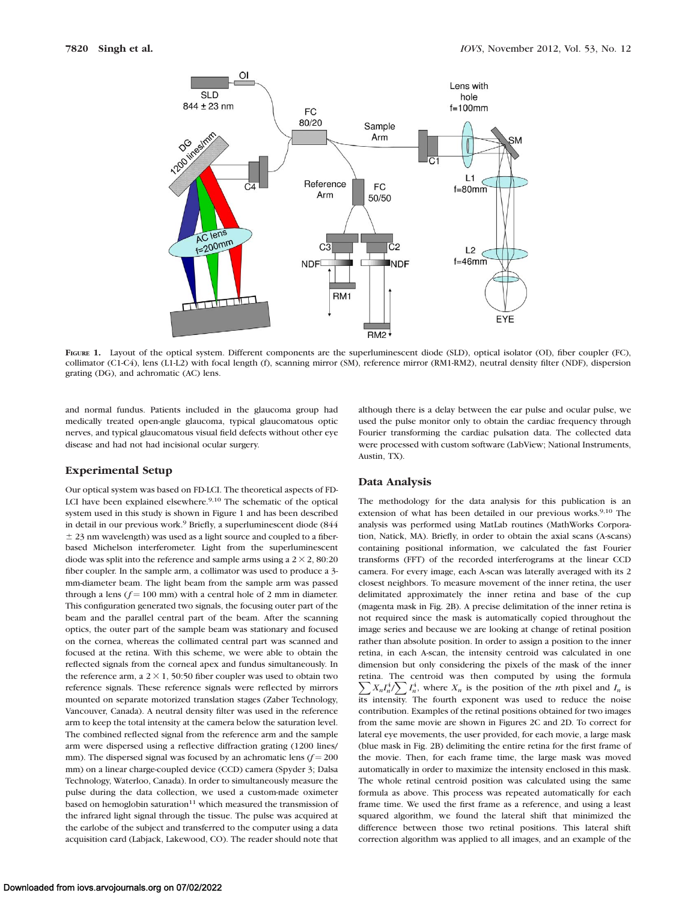FIGURE 1. Layout of the optical system. Different components are the superluminescent diode (SLD), optical isolator (OI), fiber coupler (FC), collimator (C1-C4), lens (L1-L2) with focal length (f), scanning mirror (SM), reference mirror (RM1-RM2), neutral density filter (NDF), dispersion grating (DG), and achromatic (AC) lens.

and normal fundus. Patients included in the glaucoma group had medically treated open-angle glaucoma, typical glaucomatous optic nerves, and typical glaucomatous visual field defects without other eye disease and had not had incisional ocular surgery.

## Experimental Setup

Our optical system was based on FD-LCI. The theoretical aspects of FD-LCI have been explained elsewhere.[9,10] The schematic of the optical system used in this study is shown in Figure 1 and has been described in detail in our previous work.[9] Briefly, a superluminescent diode (844 ± 23 nm wavelength) was used as a light source and coupled to a fiber-based Michelson interferometer. Light from the superluminescent diode was split into the reference and sample arms using a 2 × 2, 80:20 fiber coupler. In the sample arm, a collimator was used to produce a 3-mm-diameter beam. The light beam from the sample arm was passed through a lens ($f = 100$ mm) with a central hole of 2 mm in diameter. This configuration generated two signals, the focusing outer part of the beam and the parallel central part of the beam. After the scanning optics, the outer part of the sample beam was stationary and focused on the cornea, whereas the collimated central part was scanned and focused at the retina. With this scheme, we were able to obtain the reflected signals from the corneal apex and fundus simultaneously. In the reference arm, a 2 × 1, 50:50 fiber coupler was used to obtain two reference signals. These reference signals were reflected by mirrors mounted on separate motorized translation stages (Zaber Technology, Vancouver, Canada). A neutral density filter was used in the reference arm to keep the total intensity at the camera below the saturation level. The combined reflected signal from the reference arm and the sample arm were dispersed using a reflective diffraction grating (1200 lines/mm). The dispersed signal was focused by an achromatic lens ($f = 200$ mm) on a linear charge-coupled device (CCD) camera (Spyder 3; Dalsa Technology, Waterloo, Canada). In order to simultaneously measure the pulse during the data collection, we used a custom-made oximeter based on hemoglobin saturation[11] which measured the transmission of the infrared light signal through the tissue. The pulse was acquired at the earlobe of the subject and transferred to the computer using a data acquisition card (Labjack, Lakewood, CO). The reader should note that although there is a delay between the ear pulse and ocular pulse, we used the pulse monitor only to obtain the cardiac frequency through Fourier transforming the cardiac pulsation data. The collected data were processed with custom software (LabView; National Instruments, Austin, TX).

## Data Analysis

The methodology for the data analysis for this publication is an extension of what has been detailed in our previous works.[9,10] The analysis was performed using MatLab routines (MathWorks Corporation, Natick, MA). Briefly, in order to obtain the axial scans (A-scans) containing positional information, we calculated the fast Fourier transforms (FFT) of the recorded interferograms at the linear CCD camera. For every image, each A-scan was laterally averaged with its 2 closest neighbors. To measure movement of the inner retina, the user delimitated approximately the inner retina and base of the cup (magenta mask in Fig. 2B). A precise delimitation of the inner retina is not required since the mask is automatically copied throughout the image series and because we are looking at change of retinal position rather than absolute position. In order to assign a position to the inner retina, in each A-scan, the intensity centroid was calculated in one dimension but only considering the pixels of the mask of the inner retina. The centroid was then computed by using the formula $\sum X_n I_n^4 / \sum I_n^4$, where $X_n$ is the position of the $n$th pixel and $I_n$ is its intensity. The fourth exponent was used to reduce the noise contribution. Examples of the retinal positions obtained for two images from the same movie are shown in Figures 2C and 2D. To correct for lateral eye movements, the user provided, for each movie, a large mask (blue mask in Fig. 2B) delimiting the entire retina for the first frame of the movie. Then, for each frame time, the large mask was moved automatically in order to maximize the intensity enclosed in this mask. The whole retinal centroid position was calculated using the same formula as above. This process was repeated automatically for each frame time. We used the first frame as a reference, and using a least squared algorithm, we found the lateral shift that minimized the difference between those two retinal positions. This lateral shift correction algorithm was applied to all images, and an example of the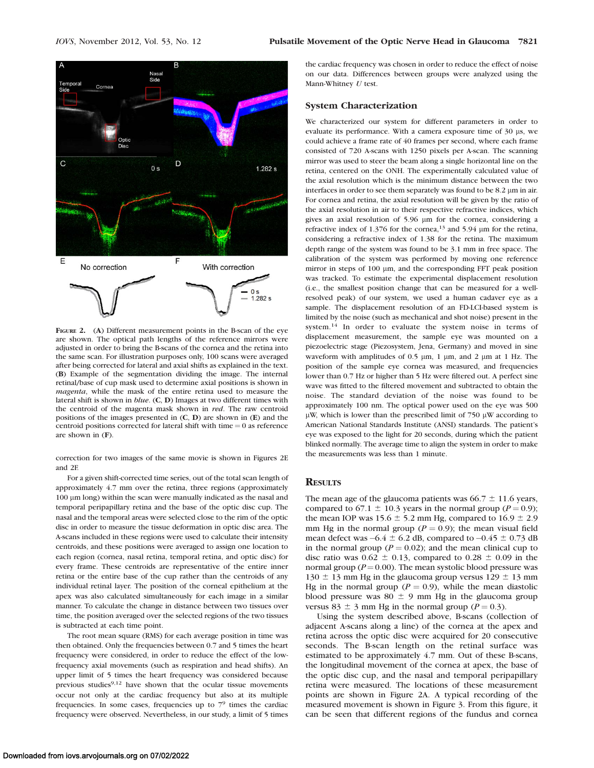FIGURE 2. (A) Different measurement points in the B-scan of the eye are shown. The optical path lengths of the reference mirrors were adjusted in order to bring the B-scans of the cornea and the retina into the same scan. For illustration purposes only, 100 scans were averaged after being corrected for lateral and axial shifts as explained in the text. (B) Example of the segmentation dividing the image. The internal retinal/base of cup mask used to determine axial positions is shown in *magenta*, while the mask of the entire retina used to measure the lateral shift is shown in *blue*. (C, D) Images at two different times with the centroid of the magenta mask shown in *red*. The raw centroid positions of the images presented in (C, D) are shown in (E) and the centroid positions corrected for lateral shift with time = 0 as reference are shown in (F).

correction for two images of the same movie is shown in Figures 2E and 2F.

For a given shift-corrected time series, out of the total scan length of approximately 4.7 mm over the retina, three regions (approximately 100 µm long) within the scan were manually indicated as the nasal and temporal peripapillary retina and the base of the optic disc cup. The nasal and the temporal areas were selected close to the rim of the optic disc in order to measure the tissue deformation in optic disc area. The A-scans included in these regions were used to calculate their intensity centroids, and these positions were averaged to assign one location to each region (cornea, nasal retina, temporal retina, and optic disc) for every frame. These centroids are representative of the entire inner retina or the entire base of the cup rather than the centroids of any individual retinal layer. The position of the corneal epithelium at the apex was also calculated simultaneously for each image in a similar manner. To calculate the change in distance between two tissues over time, the position averaged over the selected regions of the two tissues is subtracted at each time point.

The root mean square (RMS) for each average position in time was then obtained. Only the frequencies between 0.7 and 5 times the heart frequency were considered, in order to reduce the effect of the low-frequency axial movements (such as respiration and head shifts). An upper limit of 5 times the heart frequency was considered because previous studies[9,12] have shown that the ocular tissue movements occur not only at the cardiac frequency but also at its multiple frequencies. In some cases, frequencies up to 7[9] times the cardiac frequency were observed. Nevertheless, in our study, a limit of 5 times the cardiac frequency was chosen in order to reduce the effect of noise on our data. Differences between groups were analyzed using the Mann-Whitney *U* test.

### System Characterization

We characterized our system for different parameters in order to evaluate its performance. With a camera exposure time of 30 µs, we could achieve a frame rate of 40 frames per second, where each frame consisted of 720 A-scans with 1250 pixels per A-scan. The scanning mirror was used to steer the beam along a single horizontal line on the retina, centered on the ONH. The experimentally calculated value of the axial resolution which is the minimum distance between the two interfaces in order to see them separately was found to be 8.2 µm in air. For cornea and retina, the axial resolution will be given by the ratio of the axial resolution in air to their respective refractive indices, which gives an axial resolution of 5.96 µm for the cornea, considering a refractive index of 1.376 for the cornea,[13] and 5.94 µm for the retina, considering a refractive index of 1.38 for the retina. The maximum depth range of the system was found to be 3.1 mm in free space. The calibration of the system was performed by moving one reference mirror in steps of 100 µm, and the corresponding FFT peak position was tracked. To estimate the experimental displacement resolution (i.e., the smallest position change that can be measured for a well-resolved peak) of our system, we used a human cadaver eye as a sample. The displacement resolution of an FD-LCI-based system is limited by the noise (such as mechanical and shot noise) present in the system.[14] In order to evaluate the system noise in terms of displacement measurement, the sample eye was mounted on a piezoelectric stage (Piezosystem, Jena, Germany) and moved in sine waveform with amplitudes of 0.5 µm, 1 µm, and 2 µm at 1 Hz. The position of the sample eye cornea was measured, and frequencies lower than 0.7 Hz or higher than 5 Hz were filtered out. A perfect sine wave was fitted to the filtered movement and subtracted to obtain the noise. The standard deviation of the noise was found to be approximately 100 nm. The optical power used on the eye was 500 µW, which is lower than the prescribed limit of 750 µW according to American National Standards Institute (ANSI) standards. The patient's eye was exposed to the light for 20 seconds, during which the patient blinked normally. The average time to align the system in order to make the measurements was less than 1 minute.

## RESULTS

The mean age of the glaucoma patients was 66.7 ± 11.6 years, compared to 67.1 ± 10.3 years in the normal group ($P = 0.9$); the mean IOP was 15.6 ± 5.2 mm Hg, compared to 16.9 ± 2.9 mm Hg in the normal group ($P = 0.9$); the mean visual field mean defect was −6.4 ± 6.2 dB, compared to −0.45 ± 0.73 dB in the normal group ($P = 0.02$); and the mean clinical cup to disc ratio was 0.62 ± 0.13, compared to 0.28 ± 0.09 in the normal group ($P = 0.00$). The mean systolic blood pressure was 130 ± 13 mm Hg in the glaucoma group versus 129 ± 13 mm Hg in the normal group ($P = 0.9$), while the mean diastolic blood pressure was 80 ± 9 mm Hg in the glaucoma group versus 83 ± 3 mm Hg in the normal group ($P = 0.3$).

Using the system described above, B-scans (collection of adjacent A-scans along a line) of the cornea at the apex and retina across the optic disc were acquired for 20 consecutive seconds. The B-scan length on the retinal surface was estimated to be approximately 4.7 mm. Out of these B-scans, the longitudinal movement of the cornea at apex, the base of the optic disc cup, and the nasal and temporal peripapillary retina were measured. The locations of these measurement points are shown in Figure 2A. A typical recording of the measured movement is shown in Figure 3. From this figure, it can be seen that different regions of the fundus and cornea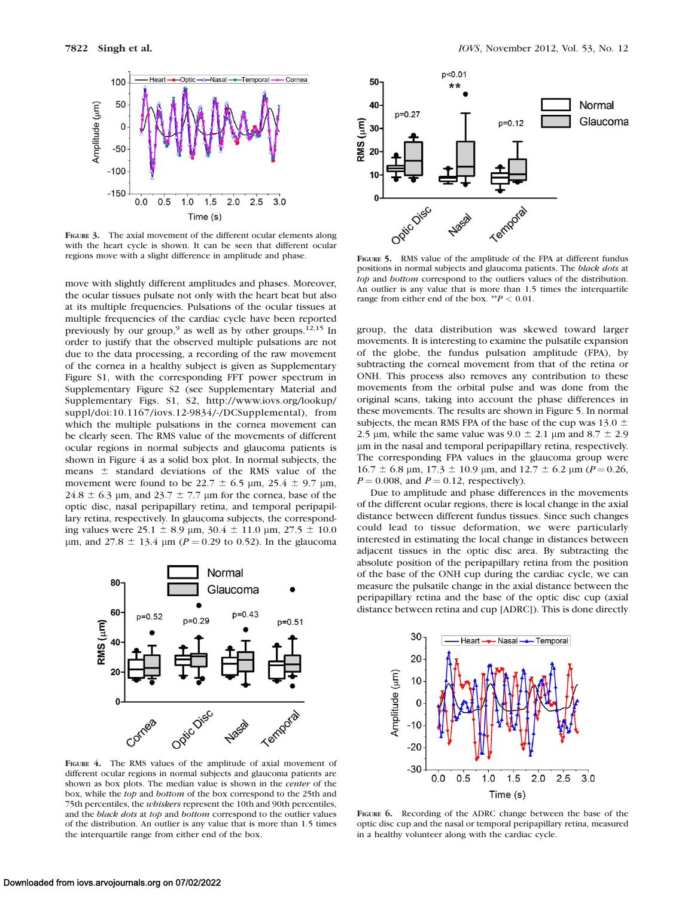FIGURE 3. The axial movement of the different ocular elements along with the heart cycle is shown. It can be seen that different ocular regions move with a slight difference in amplitude and phase.

move with slightly different amplitudes and phases. Moreover, the ocular tissues pulsate not only with the heart beat but also at its multiple frequencies. Pulsations of the ocular tissues at multiple frequencies of the cardiac cycle have been reported previously by our group,[9] as well as by other groups.[12,15] In order to justify that the observed multiple pulsations are not due to the data processing, a recording of the raw movement of the cornea in a healthy subject is given as Supplementary Figure S1, with the corresponding FFT power spectrum in Supplementary Figure S2 (see Supplementary Material and Supplementary Figs. S1, S2, http://www.iovs.org/lookup/suppl/doi:10.1167/iovs.12-9834/-/DCSupplemental), from which the multiple pulsations in the cornea movement can be clearly seen. The RMS value of the movements of different ocular regions in normal subjects and glaucoma patients is shown in Figure 4 as a solid box plot. In normal subjects, the means $\pm$ standard deviations of the RMS value of the movement were found to be 22.7 $\pm$ 6.5 µm, 25.4 $\pm$ 9.7 µm, 24.8 $\pm$ 6.3 µm, and 23.7 $\pm$ 7.7 µm for the cornea, base of the optic disc, nasal peripapillary retina, and temporal peripapillary retina, respectively. In glaucoma subjects, the corresponding values were 25.1 $\pm$ 8.9 µm, 30.4 $\pm$ 11.0 µm, 27.5 $\pm$ 10.0 µm, and 27.8 $\pm$ 13.4 µm ($P = 0.29$ to 0.52). In the glaucoma

FIGURE 4. The RMS values of the amplitude of axial movement of different ocular regions in normal subjects and glaucoma patients are shown as box plots. The median value is shown in the *center* of the box, while the *top* and *bottom* of the box correspond to the 25th and 75th percentiles, the *whiskers* represent the 10th and 90th percentiles, and the *black dots* at *top* and *bottom* correspond to the outlier values of the distribution. An outlier is any value that is more than 1.5 times the interquartile range from either end of the box.

FIGURE 5. RMS value of the amplitude of the FPA at different fundus positions in normal subjects and glaucoma patients. The *black dots* at *top* and *bottom* correspond to the outliers values of the distribution. An outlier is any value that is more than 1.5 times the interquartile range from either end of the box. $^{**}P < 0.01$.

group, the data distribution was skewed toward larger movements. It is interesting to examine the pulsatile expansion of the globe, the fundus pulsation amplitude (FPA), by subtracting the corneal movement from that of the retina or ONH. This process also removes any contribution to these movements from the orbital pulse and was done from the original scans, taking into account the phase differences in these movements. The results are shown in Figure 5. In normal subjects, the mean RMS FPA of the base of the cup was 13.0 $\pm$ 2.5 µm, while the same value was 9.0 $\pm$ 2.1 µm and 8.7 $\pm$ 2.9 µm in the nasal and temporal peripapillary retina, respectively. The corresponding FPA values in the glaucoma group were 16.7 $\pm$ 6.8 µm, 17.3 $\pm$ 10.9 µm, and 12.7 $\pm$ 6.2 µm ($P = 0.26$, $P = 0.008$, and $P = 0.12$, respectively).

Due to amplitude and phase differences in the movements of the different ocular regions, there is local change in the axial distance between different fundus tissues. Since such changes could lead to tissue deformation, we were particularly interested in estimating the local change in distances between adjacent tissues in the optic disc area. By subtracting the absolute position of the peripapillary retina from the position of the base of the ONH cup during the cardiac cycle, we can measure the pulsatile change in the axial distance between the peripapillary retina and the base of the optic disc cup (axial distance between retina and cup [ADRC]). This is done directly

FIGURE 6. Recording of the ADRC change between the base of the optic disc cup and the nasal or temporal peripapillary retina, measured in a healthy volunteer along with the cardiac cycle.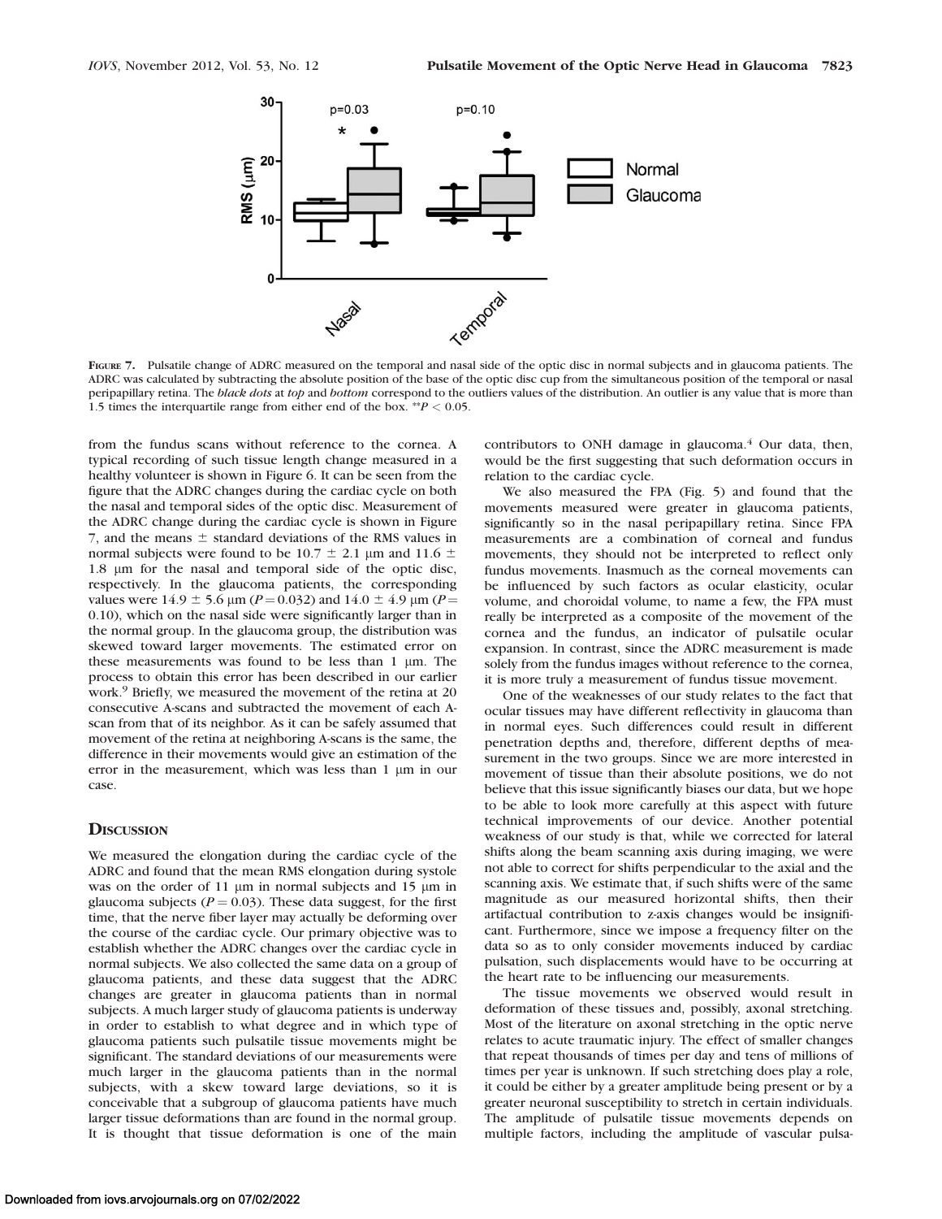FIGURE 7. Pulsatile change of ADRC measured on the temporal and nasal side of the optic disc in normal subjects and in glaucoma patients. The ADRC was calculated by subtracting the absolute position of the base of the optic disc cup from the simultaneous position of the temporal or nasal peripapillary retina. The *black dots* at *top* and *bottom* correspond to the outliers values of the distribution. An outlier is any value that is more than 1.5 times the interquartile range from either end of the box. \*\*$P < 0.05$.

from the fundus scans without reference to the cornea. A typical recording of such tissue length change measured in a healthy volunteer is shown in Figure 6. It can be seen from the figure that the ADRC changes during the cardiac cycle on both the nasal and temporal sides of the optic disc. Measurement of the ADRC change during the cardiac cycle is shown in Figure 7, and the means ± standard deviations of the RMS values in normal subjects were found to be 10.7 ± 2.1 μm and 11.6 ± 1.8 μm for the nasal and temporal side of the optic disc, respectively. In the glaucoma patients, the corresponding values were 14.9 ± 5.6 μm ($P = 0.032$) and 14.0 ± 4.9 μm ($P = 0.10$), which on the nasal side were significantly larger than in the normal group. In the glaucoma group, the distribution was skewed toward larger movements. The estimated error on these measurements was found to be less than 1 μm. The process to obtain this error has been described in our earlier work.[9] Briefly, we measured the movement of the retina at 20 consecutive A-scans and subtracted the movement of each A-scan from that of its neighbor. As it can be safely assumed that movement of the retina at neighboring A-scans is the same, the difference in their movements would give an estimation of the error in the measurement, which was less than 1 μm in our case.

## DISCUSSION

We measured the elongation during the cardiac cycle of the ADRC and found that the mean RMS elongation during systole was on the order of 11 μm in normal subjects and 15 μm in glaucoma subjects ($P = 0.03$). These data suggest, for the first time, that the nerve fiber layer may actually be deforming over the course of the cardiac cycle. Our primary objective was to establish whether the ADRC changes over the cardiac cycle in normal subjects. We also collected the same data on a group of glaucoma patients, and these data suggest that the ADRC changes are greater in glaucoma patients than in normal subjects. A much larger study of glaucoma patients is underway in order to establish to what degree and in which type of glaucoma patients such pulsatile tissue movements might be significant. The standard deviations of our measurements were much larger in the glaucoma patients than in the normal subjects, with a skew toward large deviations, so it is conceivable that a subgroup of glaucoma patients have much larger tissue deformations than are found in the normal group. It is thought that tissue deformation is one of the main contributors to ONH damage in glaucoma.[4] Our data, then, would be the first suggesting that such deformation occurs in relation to the cardiac cycle.

We also measured the FPA (Fig. 5) and found that the movements measured were greater in glaucoma patients, significantly so in the nasal peripapillary retina. Since FPA measurements are a combination of corneal and fundus movements, they should not be interpreted to reflect only fundus movements. Inasmuch as the corneal movements can be influenced by such factors as ocular elasticity, ocular volume, and choroidal volume, to name a few, the FPA must really be interpreted as a composite of the movement of the cornea and the fundus, an indicator of pulsatile ocular expansion. In contrast, since the ADRC measurement is made solely from the fundus images without reference to the cornea, it is more truly a measurement of fundus tissue movement.

One of the weaknesses of our study relates to the fact that ocular tissues may have different reflectivity in glaucoma than in normal eyes. Such differences could result in different penetration depths and, therefore, different depths of measurement in the two groups. Since we are more interested in movement of tissue than their absolute positions, we do not believe that this issue significantly biases our data, but we hope to be able to look more carefully at this aspect with future technical improvements of our device. Another potential weakness of our study is that, while we corrected for lateral shifts along the beam scanning axis during imaging, we were not able to correct for shifts perpendicular to the axial and the scanning axis. We estimate that, if such shifts were of the same magnitude as our measured horizontal shifts, then their artifactual contribution to z-axis changes would be insignificant. Furthermore, since we impose a frequency filter on the data so as to only consider movements induced by cardiac pulsation, such displacements would have to be occurring at the heart rate to be influencing our measurements.

The tissue movements we observed would result in deformation of these tissues and, possibly, axonal stretching. Most of the literature on axonal stretching in the optic nerve relates to acute traumatic injury. The effect of smaller changes that repeat thousands of times per day and tens of millions of times per year is unknown. If such stretching does play a role, it could be either by a greater amplitude being present or by a greater neuronal susceptibility to stretch in certain individuals. The amplitude of pulsatile tissue movements depends on multiple factors, including the amplitude of vascular pulsa-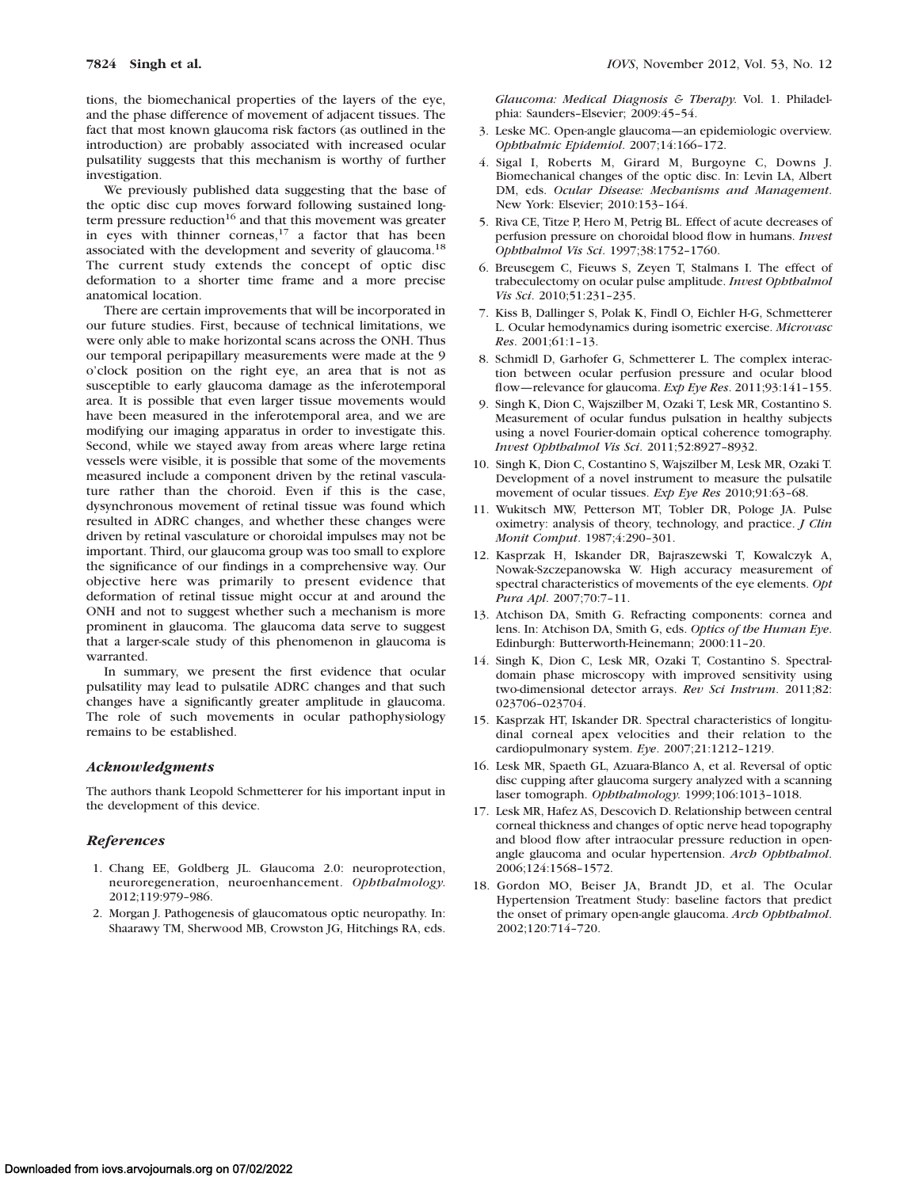tions, the biomechanical properties of the layers of the eye, and the phase difference of movement of adjacent tissues. The fact that most known glaucoma risk factors (as outlined in the introduction) are probably associated with increased ocular pulsatility suggests that this mechanism is worthy of further investigation.

We previously published data suggesting that the base of the optic disc cup moves forward following sustained long-term pressure reduction[16] and that this movement was greater in eyes with thinner corneas,[17] a factor that has been associated with the development and severity of glaucoma.[18] The current study extends the concept of optic disc deformation to a shorter time frame and a more precise anatomical location.

There are certain improvements that will be incorporated in our future studies. First, because of technical limitations, we were only able to make horizontal scans across the ONH. Thus our temporal peripapillary measurements were made at the 9 o'clock position on the right eye, an area that is not as susceptible to early glaucoma damage as the inferotemporal area. It is possible that even larger tissue movements would have been measured in the inferotemporal area, and we are modifying our imaging apparatus in order to investigate this. Second, while we stayed away from areas where large retina vessels were visible, it is possible that some of the movements measured include a component driven by the retinal vasculature rather than the choroid. Even if this is the case, dysynchronous movement of retinal tissue was found which resulted in ADRC changes, and whether these changes were driven by retinal vasculature or choroidal impulses may not be important. Third, our glaucoma group was too small to explore the significance of our findings in a comprehensive way. Our objective here was primarily to present evidence that deformation of retinal tissue might occur at and around the ONH and not to suggest whether such a mechanism is more prominent in glaucoma. The glaucoma data serve to suggest that a larger-scale study of this phenomenon in glaucoma is warranted.

In summary, we present the first evidence that ocular pulsatility may lead to pulsatile ADRC changes and that such changes have a significantly greater amplitude in glaucoma. The role of such movements in ocular pathophysiology remains to be established.

### *Acknowledgments*

The authors thank Leopold Schmetterer for his important input in the development of this device.

### *References*

1. Chang EE, Goldberg JL. Glaucoma 2.0: neuroprotection, neuroregeneration, neuroenhancement. *Ophthalmology*. 2012;119:979–986.
2. Morgan J. Pathogenesis of glaucomatous optic neuropathy. In: Shaarawy TM, Sherwood MB, Crowston JG, Hitchings RA, eds. *Glaucoma: Medical Diagnosis & Therapy*. Vol. 1. Philadelphia: Saunders–Elsevier; 2009:45–54.
3. Leske MC. Open-angle glaucoma—an epidemiologic overview. *Ophthalmic Epidemiol*. 2007;14:166–172.
4. Sigal I, Roberts M, Girard M, Burgoyne C, Downs J. Biomechanical changes of the optic disc. In: Levin LA, Albert DM, eds. *Ocular Disease: Mechanisms and Management*. New York: Elsevier; 2010:153–164.
5. Riva CE, Titze P, Hero M, Petrig BL. Effect of acute decreases of perfusion pressure on choroidal blood flow in humans. *Invest Ophthalmol Vis Sci*. 1997;38:1752–1760.
6. Breusegem C, Fieuws S, Zeyen T, Stalmans I. The effect of trabeculectomy on ocular pulse amplitude. *Invest Ophthalmol Vis Sci*. 2010;51:231–235.
7. Kiss B, Dallinger S, Polak K, Findl O, Eichler H-G, Schmetterer L. Ocular hemodynamics during isometric exercise. *Microvasc Res*. 2001;61:1–13.
8. Schmidl D, Garhofer G, Schmetterer L. The complex interaction between ocular perfusion pressure and ocular blood flow—relevance for glaucoma. *Exp Eye Res*. 2011;93:141–155.
9. Singh K, Dion C, Wajszilber M, Ozaki T, Lesk MR, Costantino S. Measurement of ocular fundus pulsation in healthy subjects using a novel Fourier-domain optical coherence tomography. *Invest Ophthalmol Vis Sci*. 2011;52:8927–8932.
10. Singh K, Dion C, Costantino S, Wajszilber M, Lesk MR, Ozaki T. Development of a novel instrument to measure the pulsatile movement of ocular tissues. *Exp Eye Res* 2010;91:63–68.
11. Wukitsch MW, Petterson MT, Tobler DR, Pologe JA. Pulse oximetry: analysis of theory, technology, and practice. *J Clin Monit Comput*. 1987;4:290–301.
12. Kasprzak H, Iskander DR, Bajraszewski T, Kowalczyk A, Nowak-Szczepanowska W. High accuracy measurement of spectral characteristics of movements of the eye elements. *Opt Pura Apl*. 2007;70:7–11.
13. Atchison DA, Smith G. Refracting components: cornea and lens. In: Atchison DA, Smith G, eds. *Optics of the Human Eye*. Edinburgh: Butterworth-Heinemann; 2000:11–20.
14. Singh K, Dion C, Lesk MR, Ozaki T, Costantino S. Spectral-domain phase microscopy with improved sensitivity using two-dimensional detector arrays. *Rev Sci Instrum*. 2011;82: 023706–023704.
15. Kasprzak HT, Iskander DR. Spectral characteristics of longitudinal corneal apex velocities and their relation to the cardiopulmonary system. *Eye*. 2007;21:1212–1219.
16. Lesk MR, Spaeth GL, Azuara-Blanco A, et al. Reversal of optic disc cupping after glaucoma surgery analyzed with a scanning laser tomograph. *Ophthalmology.* 1999;106:1013–1018.
17. Lesk MR, Hafez AS, Descovich D. Relationship between central corneal thickness and changes of optic nerve head topography and blood flow after intraocular pressure reduction in open-angle glaucoma and ocular hypertension. *Arch Ophthalmol*. 2006;124:1568–1572.
18. Gordon MO, Beiser JA, Brandt JD, et al. The Ocular Hypertension Treatment Study: baseline factors that predict the onset of primary open-angle glaucoma. *Arch Ophthalmol*. 2002;120:714–720.